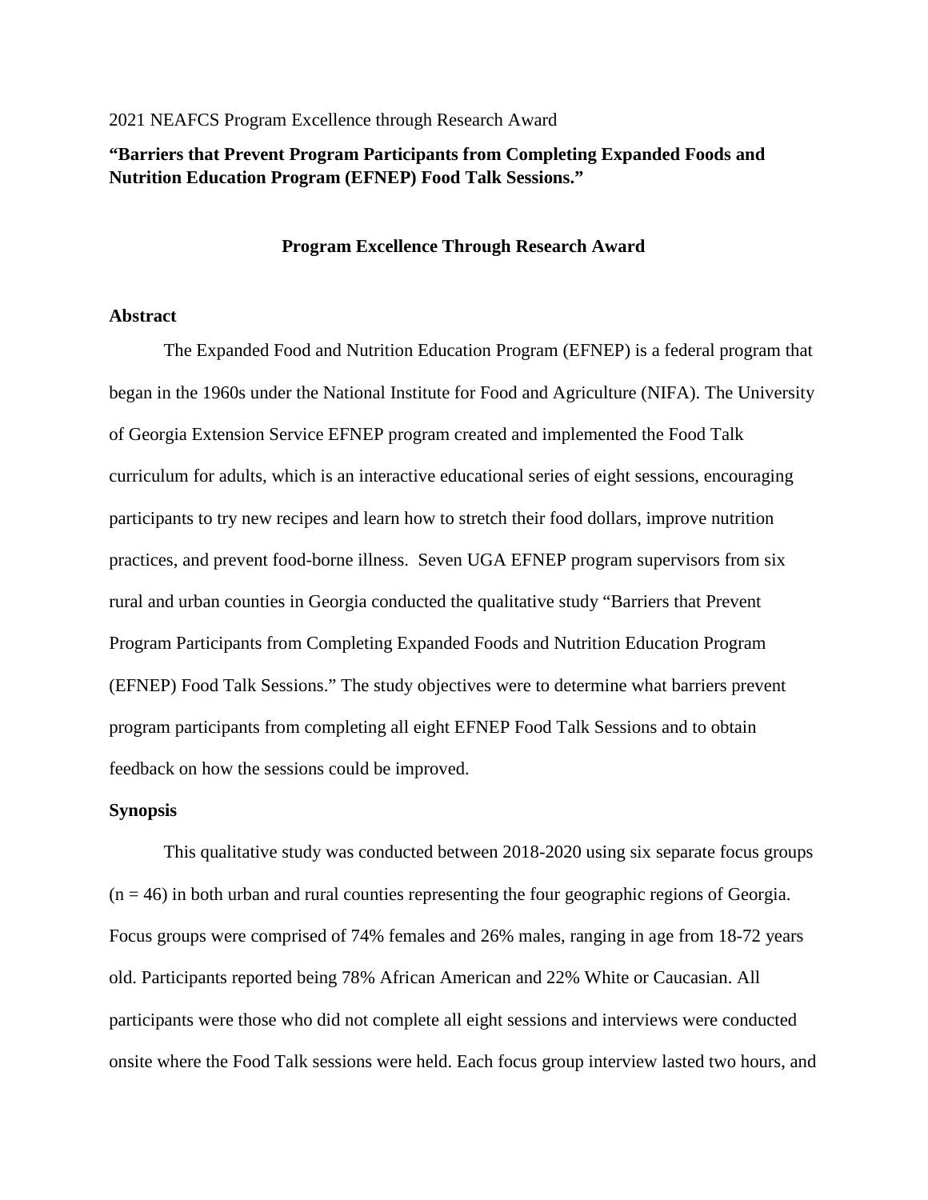2021 NEAFCS Program Excellence through Research Award

**“Barriers that Prevent Program Participants from Completing Expanded Foods and Nutrition Education Program (EFNEP) Food Talk Sessions.”**

## Program Excellence Through Research Award

### Abstract

The Expanded Food and Nutrition Education Program (EFNEP) is a federal program that began in the 1960s under the National Institute for Food and Agriculture (NIFA). The University of Georgia Extension Service EFNEP program created and implemented the Food Talk curriculum for adults, which is an interactive educational series of eight sessions, encouraging participants to try new recipes and learn how to stretch their food dollars, improve nutrition practices, and prevent food-borne illness. Seven UGA EFNEP program supervisors from six rural and urban counties in Georgia conducted the qualitative study “Barriers that Prevent Program Participants from Completing Expanded Foods and Nutrition Education Program (EFNEP) Food Talk Sessions.” The study objectives were to determine what barriers prevent program participants from completing all eight EFNEP Food Talk Sessions and to obtain feedback on how the sessions could be improved.

### Synopsis

This qualitative study was conducted between 2018-2020 using six separate focus groups (n = 46) in both urban and rural counties representing the four geographic regions of Georgia. Focus groups were comprised of 74% females and 26% males, ranging in age from 18-72 years old. Participants reported being 78% African American and 22% White or Caucasian. All participants were those who did not complete all eight sessions and interviews were conducted onsite where the Food Talk sessions were held. Each focus group interview lasted two hours, and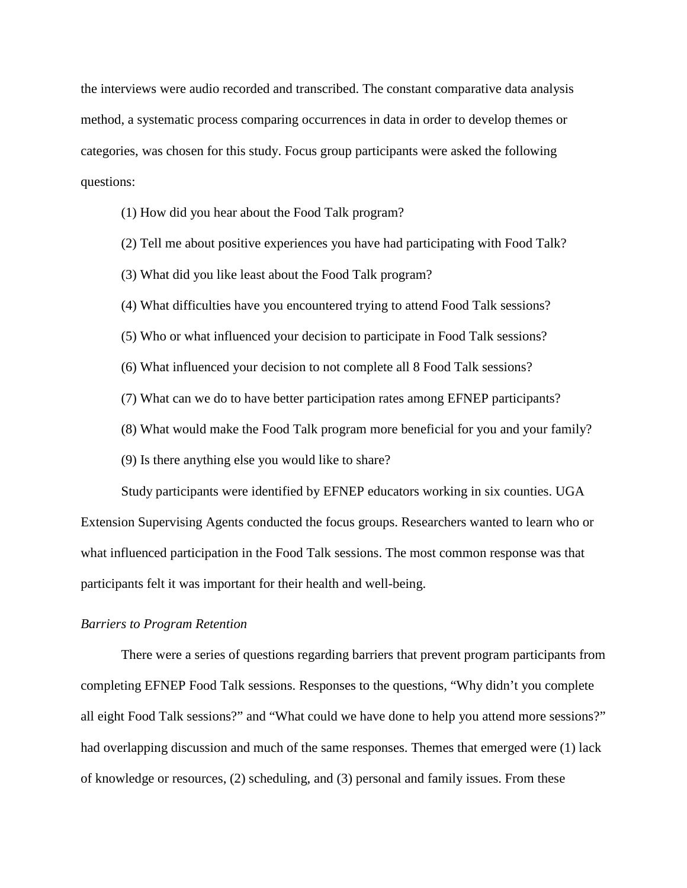the interviews were audio recorded and transcribed. The constant comparative data analysis method, a systematic process comparing occurrences in data in order to develop themes or categories, was chosen for this study. Focus group participants were asked the following questions:

(1) How did you hear about the Food Talk program?

(2) Tell me about positive experiences you have had participating with Food Talk?

(3) What did you like least about the Food Talk program?

(4) What difficulties have you encountered trying to attend Food Talk sessions?

(5) Who or what influenced your decision to participate in Food Talk sessions?

(6) What influenced your decision to not complete all 8 Food Talk sessions?

(7) What can we do to have better participation rates among EFNEP participants?

(8) What would make the Food Talk program more beneficial for you and your family?

(9) Is there anything else you would like to share?

Study participants were identified by EFNEP educators working in six counties. UGA Extension Supervising Agents conducted the focus groups. Researchers wanted to learn who or what influenced participation in the Food Talk sessions. The most common response was that participants felt it was important for their health and well-being.

*Barriers to Program Retention*

There were a series of questions regarding barriers that prevent program participants from completing EFNEP Food Talk sessions. Responses to the questions, "Why didn't you complete all eight Food Talk sessions?" and "What could we have done to help you attend more sessions?" had overlapping discussion and much of the same responses. Themes that emerged were (1) lack of knowledge or resources, (2) scheduling, and (3) personal and family issues. From these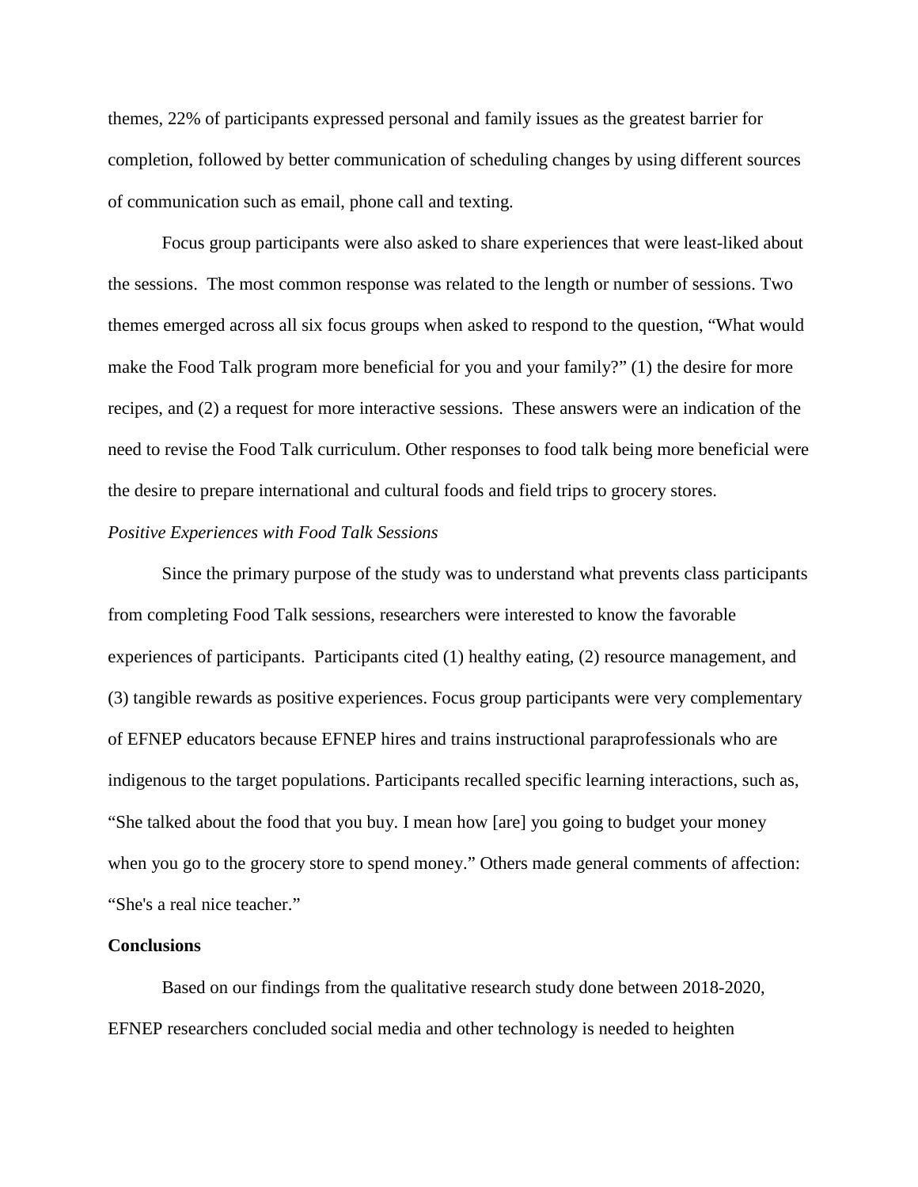themes, 22% of participants expressed personal and family issues as the greatest barrier for completion, followed by better communication of scheduling changes by using different sources of communication such as email, phone call and texting.

Focus group participants were also asked to share experiences that were least-liked about the sessions.  The most common response was related to the length or number of sessions. Two themes emerged across all six focus groups when asked to respond to the question, "What would make the Food Talk program more beneficial for you and your family?" (1) the desire for more recipes, and (2) a request for more interactive sessions.  These answers were an indication of the need to revise the Food Talk curriculum. Other responses to food talk being more beneficial were the desire to prepare international and cultural foods and field trips to grocery stores.

*Positive Experiences with Food Talk Sessions*

Since the primary purpose of the study was to understand what prevents class participants from completing Food Talk sessions, researchers were interested to know the favorable experiences of participants.  Participants cited (1) healthy eating, (2) resource management, and (3) tangible rewards as positive experiences. Focus group participants were very complementary of EFNEP educators because EFNEP hires and trains instructional paraprofessionals who are indigenous to the target populations. Participants recalled specific learning interactions, such as, "She talked about the food that you buy. I mean how [are] you going to budget your money when you go to the grocery store to spend money." Others made general comments of affection: "She's a real nice teacher."

**Conclusions**

Based on our findings from the qualitative research study done between 2018-2020, EFNEP researchers concluded social media and other technology is needed to heighten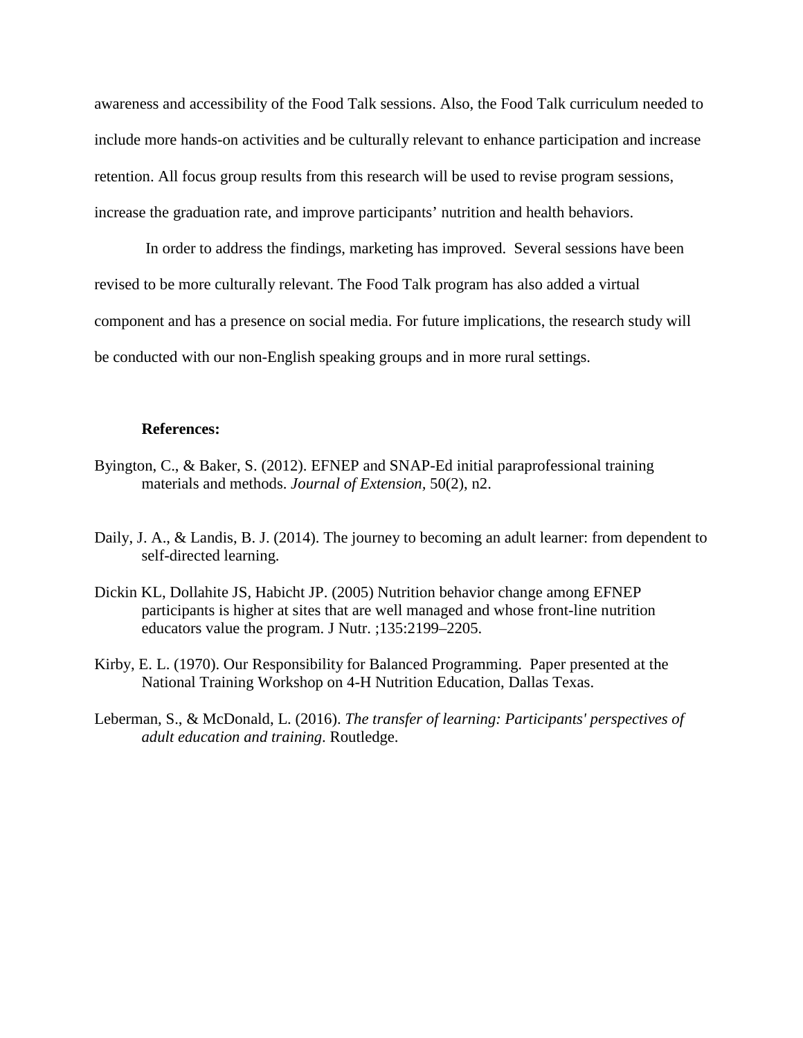awareness and accessibility of the Food Talk sessions. Also, the Food Talk curriculum needed to include more hands-on activities and be culturally relevant to enhance participation and increase retention. All focus group results from this research will be used to revise program sessions, increase the graduation rate, and improve participants' nutrition and health behaviors.

In order to address the findings, marketing has improved. Several sessions have been revised to be more culturally relevant. The Food Talk program has also added a virtual component and has a presence on social media. For future implications, the research study will be conducted with our non-English speaking groups and in more rural settings.

**References:**

Byington, C., & Baker, S. (2012). EFNEP and SNAP-Ed initial paraprofessional training materials and methods. *Journal of Extension*, 50(2), n2.

Daily, J. A., & Landis, B. J. (2014). The journey to becoming an adult learner: from dependent to self-directed learning.

Dickin KL, Dollahite JS, Habicht JP. (2005) Nutrition behavior change among EFNEP participants is higher at sites that are well managed and whose front-line nutrition educators value the program. J Nutr. ;135:2199–2205.

Kirby, E. L. (1970). Our Responsibility for Balanced Programming. Paper presented at the National Training Workshop on 4-H Nutrition Education, Dallas Texas.

Leberman, S., & McDonald, L. (2016). *The transfer of learning: Participants' perspectives of adult education and training*. Routledge.